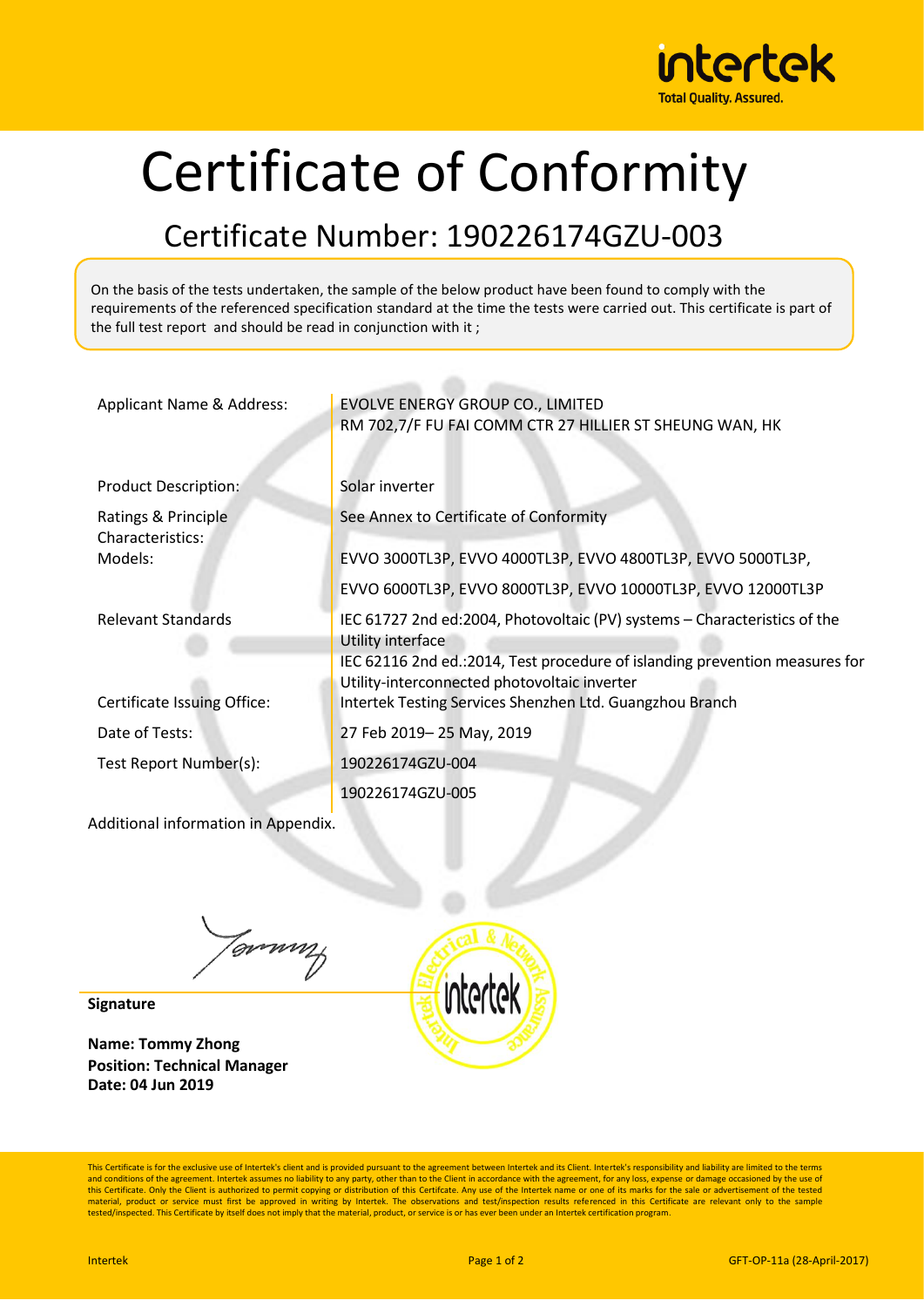# Certificate of Conformity

## Certificate Number: 190226174GZU-003

On the basis of the tests undertaken, the sample of the below product have been found to comply with the requirements of the referenced specification standard at the time the tests were carried out. This certificate is part of the full test report and should be read in conjunction with it ;

| | |
|---|---|
| Applicant Name & Address: | EVOLVE ENERGY GROUP CO., LIMITED<br>RM 702,7/F FU FAI COMM CTR 27 HILLIER ST SHEUNG WAN, HK |
| Product Description: | Solar inverter |
| Ratings & Principle Characteristics: | See Annex to Certificate of Conformity |
| Models: | EVVO 3000TL3P, EVVO 4000TL3P, EVVO 4800TL3P, EVVO 5000TL3P,<br>EVVO 6000TL3P, EVVO 8000TL3P, EVVO 10000TL3P, EVVO 12000TL3P |
| Relevant Standards | IEC 61727 2nd ed:2004, Photovoltaic (PV) systems – Characteristics of the Utility interface<br>IEC 62116 2nd ed.:2014, Test procedure of islanding prevention measures for Utility-interconnected photovoltaic inverter |
| Certificate Issuing Office: | Intertek Testing Services Shenzhen Ltd. Guangzhou Branch |
| Date of Tests: | 27 Feb 2019– 25 May, 2019 |
| Test Report Number(s): | 190226174GZU-004<br>190226174GZU-005 |

Additional information in Appendix.

**Signature**

**Name: Tommy Zhong**
**Position: Technical Manager**
**Date: 04 Jun 2019**

This Certificate is for the exclusive use of Intertek's client and is provided pursuant to the agreement between Intertek and its Client. Intertek's responsibility and liability are limited to the terms and conditions of the agreement. Intertek assumes no liability to any party, other than to the Client in accordance with the agreement, for any loss, expense or damage occasioned by the use of this Certificate. Only the Client is authorized to permit copying or distribution of this Certifcate. Any use of the Intertek name or one of its marks for the sale or advertisement of the tested material, product or service must first be approved in writing by Intertek. The observations and test/inspection results referenced in this Certificate are relevant only to the sample tested/inspected. This Certificate by itself does not imply that the material, product, or service is or has ever been under an Intertek certification program.

GFT-OP-11a (28-April-2017)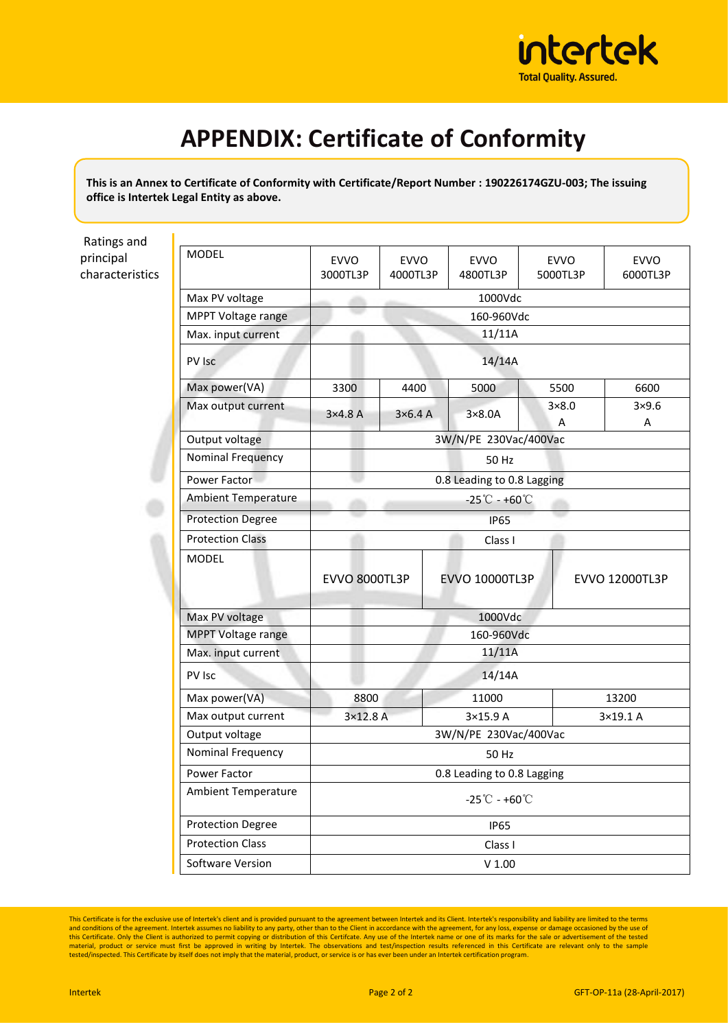# APPENDIX: Certificate of Conformity

**This is an Annex to Certificate of Conformity with Certificate/Report Number : 190226174GZU-003; The issuing office is Intertek Legal Entity as above.**

Ratings and principal characteristics

| MODEL | EVVO 3000TL3P | EVVO 4000TL3P | EVVO 4800TL3P | EVVO 5000TL3P | EVVO 6000TL3P |
|---|---|---|---|---|---|
| Max PV voltage | 1000Vdc | | | | |
| MPPT Voltage range | 160-960Vdc | | | | |
| Max. input current | 11/11A | | | | |
| PV Isc | 14/14A | | | | |
| Max power(VA) | 3300 | 4400 | 5000 | 5500 | 6600 |
| Max output current | 3×4.8 A | 3×6.4 A | 3×8.0A | 3×8.0 A | 3×9.6 A |
| Output voltage | 3W/N/PE 230Vac/400Vac | | | | |
| Nominal Frequency | 50 Hz | | | | |
| Power Factor | 0.8 Leading to 0.8 Lagging | | | | |
| Ambient Temperature | -25℃ - +60℃ | | | | |
| Protection Degree | IP65 | | | | |
| Protection Class | Class I | | | | |

| MODEL | EVVO 8000TL3P | EVVO 10000TL3P | EVVO 12000TL3P |
|---|---|---|---|
| Max PV voltage | 1000Vdc | | |
| MPPT Voltage range | 160-960Vdc | | |
| Max. input current | 11/11A | | |
| PV Isc | 14/14A | | |
| Max power(VA) | 8800 | 11000 | 13200 |
| Max output current | 3×12.8 A | 3×15.9 A | 3×19.1 A |
| Output voltage | 3W/N/PE 230Vac/400Vac | | |
| Nominal Frequency | 50 Hz | | |
| Power Factor | 0.8 Leading to 0.8 Lagging | | |
| Ambient Temperature | -25℃ - +60℃ | | |
| Protection Degree | IP65 | | |
| Protection Class | Class I | | |
| Software Version | V 1.00 | | |

This Certificate is for the exclusive use of Intertek's client and is provided pursuant to the agreement between Intertek and its Client. Intertek's responsibility and liability are limited to the terms and conditions of the agreement. Intertek assumes no liability to any party, other than to the Client in accordance with the agreement, for any loss, expense or damage occasioned by the use of this Certificate. Only the Client is authorized to permit copying or distribution of this Certificate. Any use of the Intertek name or one of its marks for the sale or advertisement of the tested material, product or service must first be approved in writing by Intertek. The observations and test/inspection results referenced in this Certificate are relevant only to the sample tested/inspected. This Certificate by itself does not imply that the material, product, or service is or has ever been under an Intertek certification program.

Intertek GFT-OP-11a (28-April-2017)